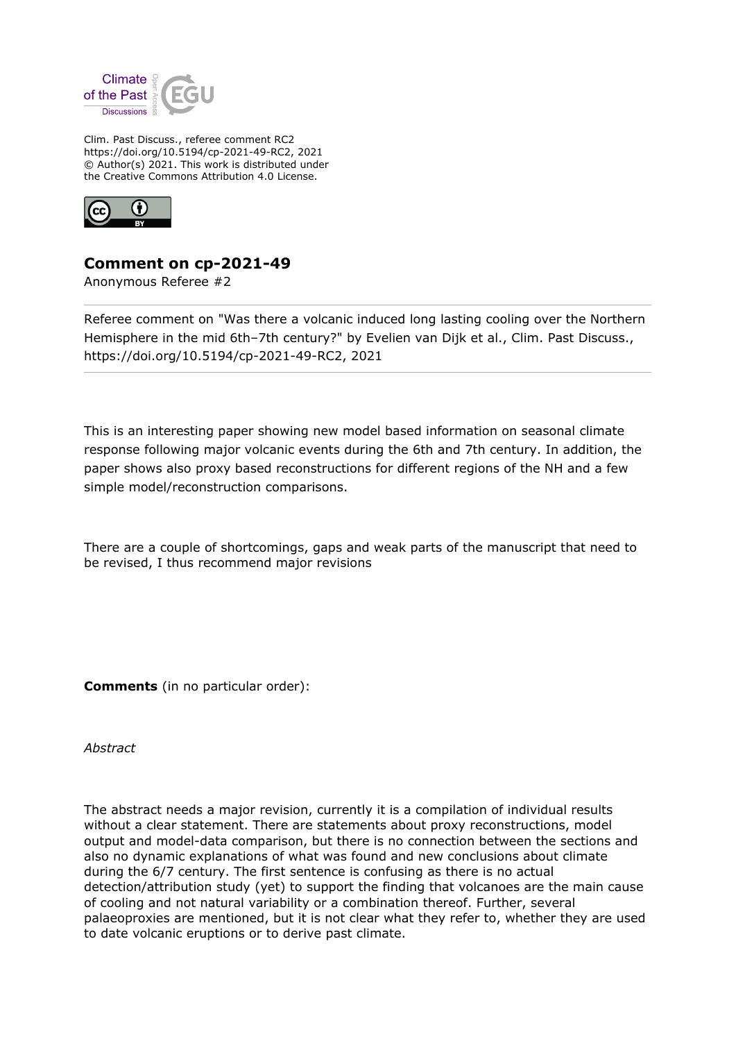Clim. Past Discuss., referee comment RC2
https://doi.org/10.5194/cp-2021-49-RC2, 2021
© Author(s) 2021. This work is distributed under
the Creative Commons Attribution 4.0 License.

# Comment on cp-2021-49

Anonymous Referee #2

---

Referee comment on "Was there a volcanic induced long lasting cooling over the Northern Hemisphere in the mid 6th–7th century?" by Evelien van Dijk et al., Clim. Past Discuss., https://doi.org/10.5194/cp-2021-49-RC2, 2021

---

This is an interesting paper showing new model based information on seasonal climate response following major volcanic events during the 6th and 7th century. In addition, the paper shows also proxy based reconstructions for different regions of the NH and a few simple model/reconstruction comparisons.

There are a couple of shortcomings, gaps and weak parts of the manuscript that need to be revised, I thus recommend major revisions

**Comments** (in no particular order):

*Abstract*

The abstract needs a major revision, currently it is a compilation of individual results without a clear statement. There are statements about proxy reconstructions, model output and model-data comparison, but there is no connection between the sections and also no dynamic explanations of what was found and new conclusions about climate during the 6/7 century. The first sentence is confusing as there is no actual detection/attribution study (yet) to support the finding that volcanoes are the main cause of cooling and not natural variability or a combination thereof. Further, several palaeoproxies are mentioned, but it is not clear what they refer to, whether they are used to date volcanic eruptions or to derive past climate.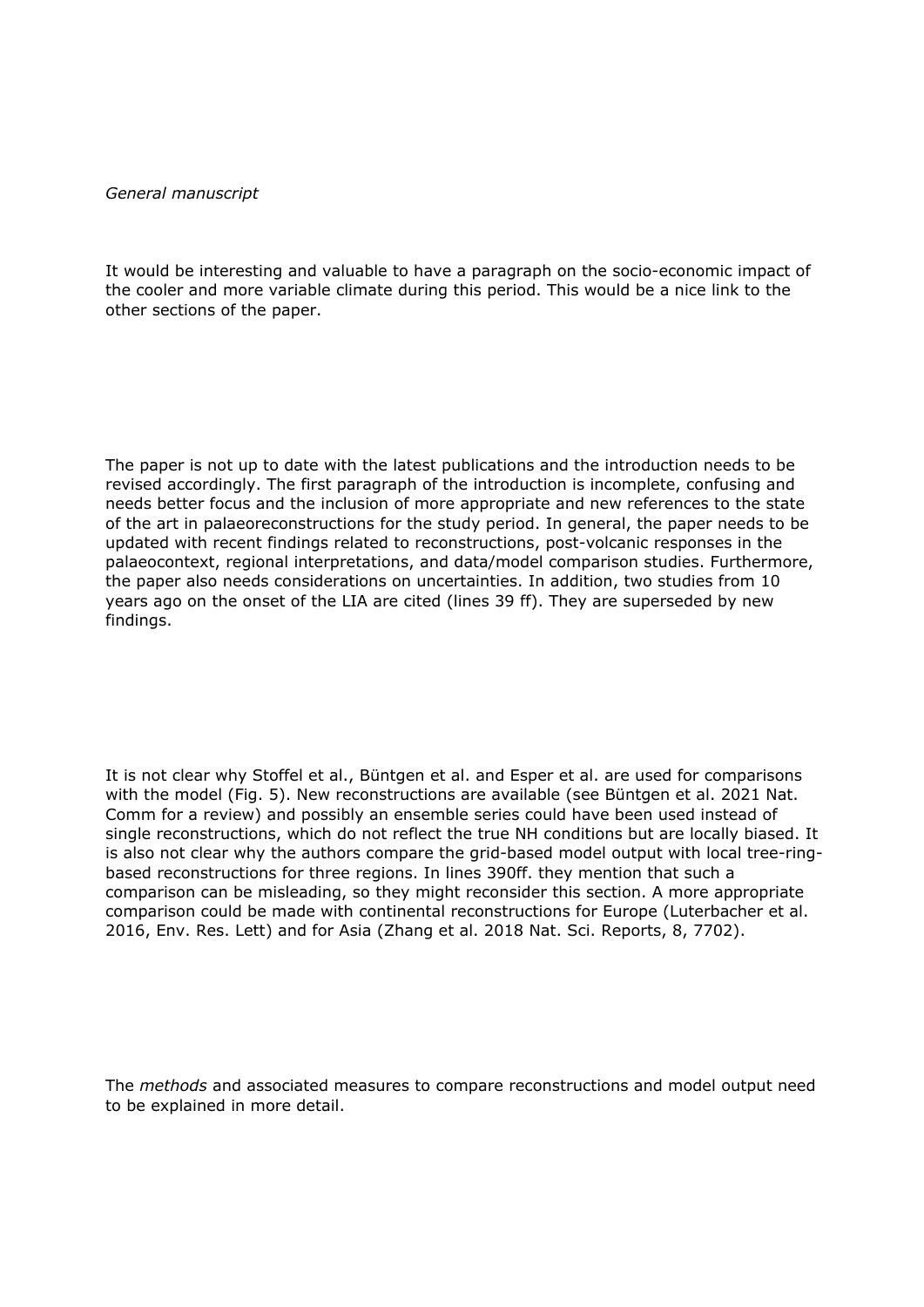*General manuscript*

It would be interesting and valuable to have a paragraph on the socio-economic impact of the cooler and more variable climate during this period. This would be a nice link to the other sections of the paper.

The paper is not up to date with the latest publications and the introduction needs to be revised accordingly. The first paragraph of the introduction is incomplete, confusing and needs better focus and the inclusion of more appropriate and new references to the state of the art in palaeoreconstructions for the study period. In general, the paper needs to be updated with recent findings related to reconstructions, post-volcanic responses in the palaeocontext, regional interpretations, and data/model comparison studies. Furthermore, the paper also needs considerations on uncertainties. In addition, two studies from 10 years ago on the onset of the LIA are cited (lines 39 ff). They are superseded by new findings.

It is not clear why Stoffel et al., Büntgen et al. and Esper et al. are used for comparisons with the model (Fig. 5). New reconstructions are available (see Büntgen et al. 2021 Nat. Comm for a review) and possibly an ensemble series could have been used instead of single reconstructions, which do not reflect the true NH conditions but are locally biased. It is also not clear why the authors compare the grid-based model output with local tree-ring-based reconstructions for three regions. In lines 390ff. they mention that such a comparison can be misleading, so they might reconsider this section. A more appropriate comparison could be made with continental reconstructions for Europe (Luterbacher et al. 2016, Env. Res. Lett) and for Asia (Zhang et al. 2018 Nat. Sci. Reports, 8, 7702).

The *methods* and associated measures to compare reconstructions and model output need to be explained in more detail.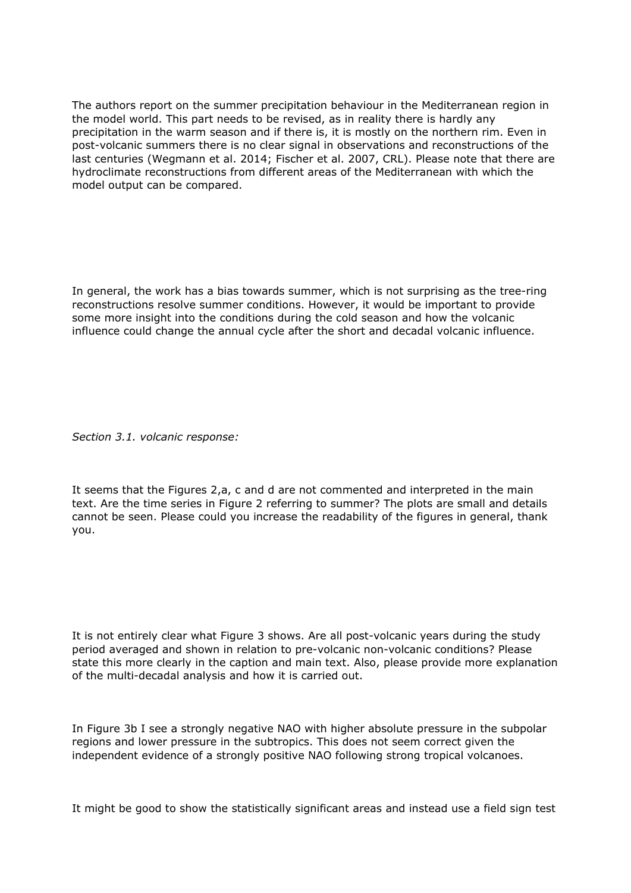The authors report on the summer precipitation behaviour in the Mediterranean region in the model world. This part needs to be revised, as in reality there is hardly any precipitation in the warm season and if there is, it is mostly on the northern rim. Even in post-volcanic summers there is no clear signal in observations and reconstructions of the last centuries (Wegmann et al. 2014; Fischer et al. 2007, CRL). Please note that there are hydroclimate reconstructions from different areas of the Mediterranean with which the model output can be compared.

In general, the work has a bias towards summer, which is not surprising as the tree-ring reconstructions resolve summer conditions. However, it would be important to provide some more insight into the conditions during the cold season and how the volcanic influence could change the annual cycle after the short and decadal volcanic influence.

*Section 3.1. volcanic response:*

It seems that the Figures 2,a, c and d are not commented and interpreted in the main text. Are the time series in Figure 2 referring to summer? The plots are small and details cannot be seen. Please could you increase the readability of the figures in general, thank you.

It is not entirely clear what Figure 3 shows. Are all post-volcanic years during the study period averaged and shown in relation to pre-volcanic non-volcanic conditions? Please state this more clearly in the caption and main text. Also, please provide more explanation of the multi-decadal analysis and how it is carried out.

In Figure 3b I see a strongly negative NAO with higher absolute pressure in the subpolar regions and lower pressure in the subtropics. This does not seem correct given the independent evidence of a strongly positive NAO following strong tropical volcanoes.

It might be good to show the statistically significant areas and instead use a field sign test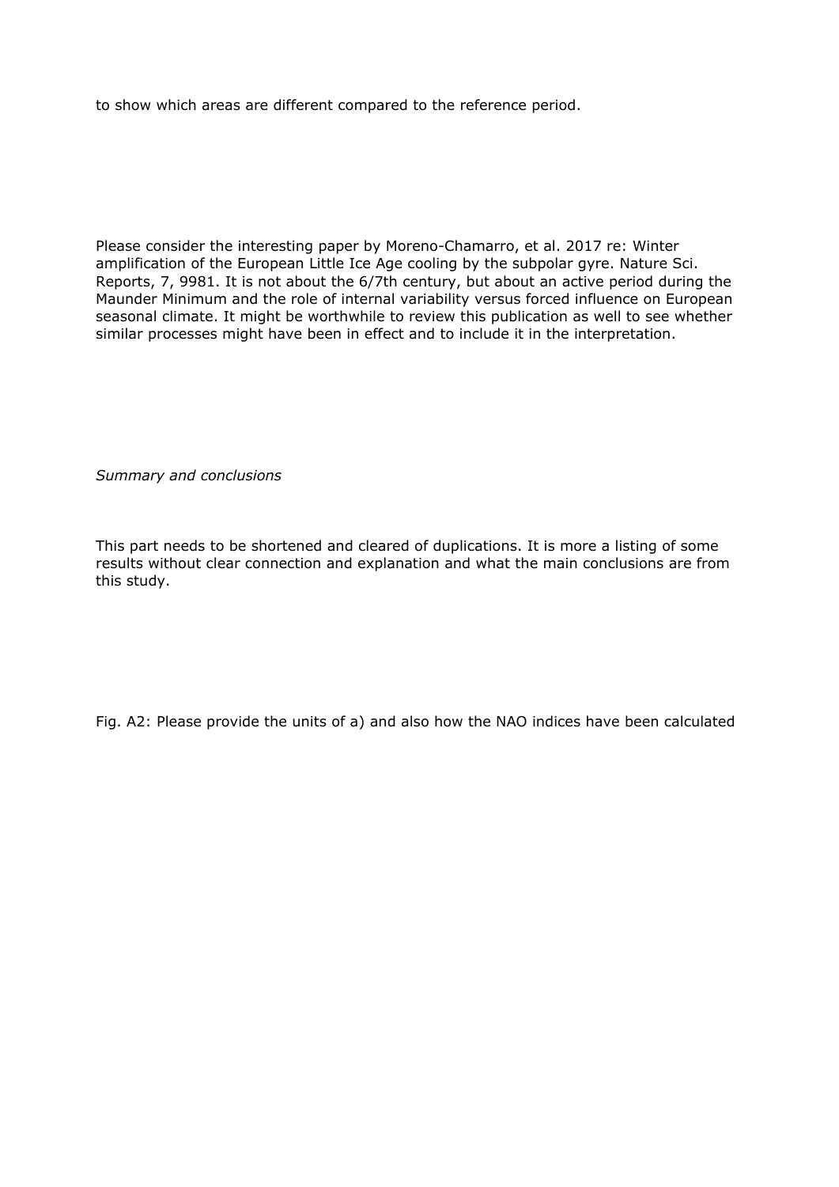to show which areas are different compared to the reference period.

Please consider the interesting paper by Moreno-Chamarro, et al. 2017 re: Winter amplification of the European Little Ice Age cooling by the subpolar gyre. Nature Sci. Reports, 7, 9981. It is not about the 6/7th century, but about an active period during the Maunder Minimum and the role of internal variability versus forced influence on European seasonal climate. It might be worthwhile to review this publication as well to see whether similar processes might have been in effect and to include it in the interpretation.

*Summary and conclusions*

This part needs to be shortened and cleared of duplications. It is more a listing of some results without clear connection and explanation and what the main conclusions are from this study.

Fig. A2: Please provide the units of a) and also how the NAO indices have been calculated